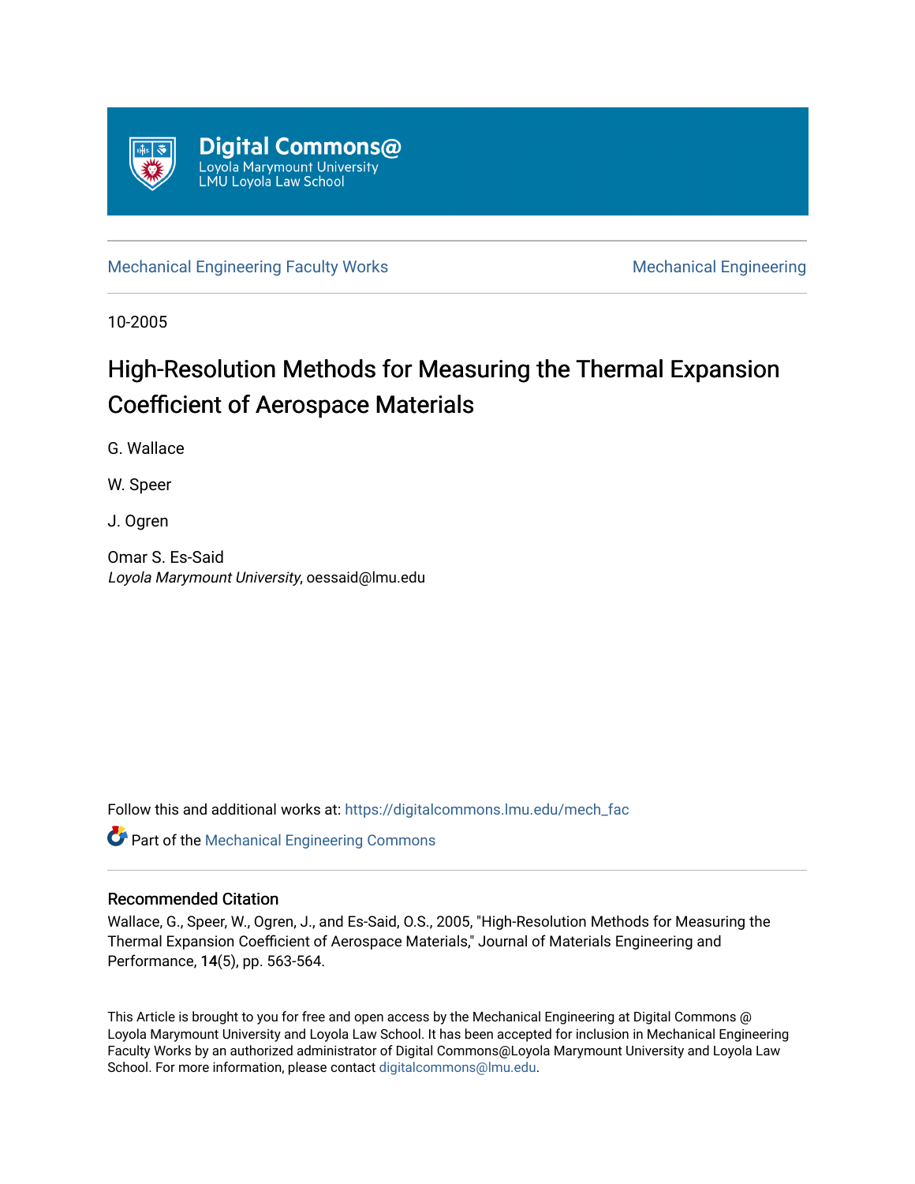Digital Commons@
Loyola Marymount University
LMU Loyola Law School

Mechanical Engineering Faculty Works | Mechanical Engineering

10-2005

# High-Resolution Methods for Measuring the Thermal Expansion Coefficient of Aerospace Materials

G. Wallace

W. Speer

J. Ogren

Omar S. Es-Said
*Loyola Marymount University*, oessaid@lmu.edu

Follow this and additional works at: https://digitalcommons.lmu.edu/mech_fac

Part of the Mechanical Engineering Commons

## Recommended Citation

Wallace, G., Speer, W., Ogren, J., and Es-Said, O.S., 2005, "High-Resolution Methods for Measuring the Thermal Expansion Coefficient of Aerospace Materials," Journal of Materials Engineering and Performance, **14**(5), pp. 563-564.

This Article is brought to you for free and open access by the Mechanical Engineering at Digital Commons @ Loyola Marymount University and Loyola Law School. It has been accepted for inclusion in Mechanical Engineering Faculty Works by an authorized administrator of Digital Commons@Loyola Marymount University and Loyola Law School. For more information, please contact digitalcommons@lmu.edu.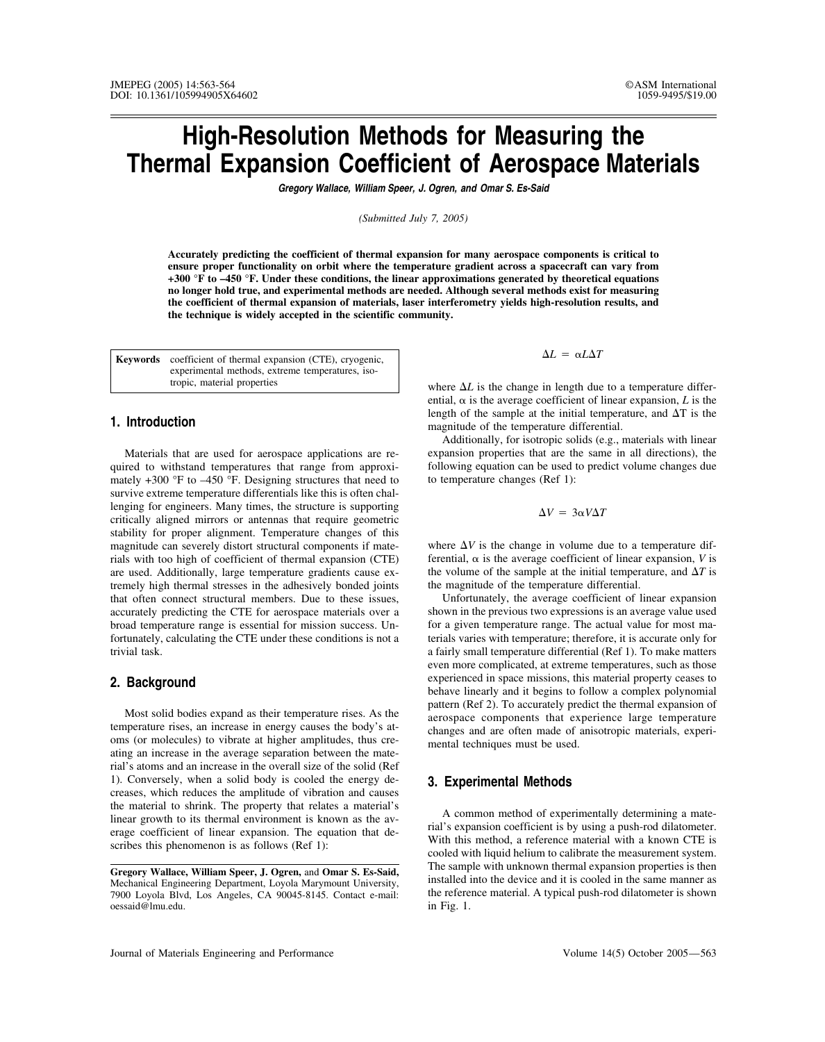# High-Resolution Methods for Measuring the Thermal Expansion Coefficient of Aerospace Materials

***Gregory Wallace, William Speer, J. Ogren, and Omar S. Es-Said***

*(Submitted July 7, 2005)*

**Accurately predicting the coefficient of thermal expansion for many aerospace components is critical to ensure proper functionality on orbit where the temperature gradient across a spacecraft can vary from +300 °F to –450 °F. Under these conditions, the linear approximations generated by theoretical equations no longer hold true, and experimental methods are needed. Although several methods exist for measuring the coefficient of thermal expansion of materials, laser interferometry yields high-resolution results, and the technique is widely accepted in the scientific community.**

| **Keywords** | coefficient of thermal expansion (CTE), cryogenic, experimental methods, extreme temperatures, isotropic, material properties |
|---|---|

## 1. Introduction

Materials that are used for aerospace applications are required to withstand temperatures that range from approximately +300 °F to –450 °F. Designing structures that need to survive extreme temperature differentials like this is often challenging for engineers. Many times, the structure is supporting critically aligned mirrors or antennas that require geometric stability for proper alignment. Temperature changes of this magnitude can severely distort structural components if materials with too high of coefficient of thermal expansion (CTE) are used. Additionally, large temperature gradients cause extremely high thermal stresses in the adhesively bonded joints that often connect structural members. Due to these issues, accurately predicting the CTE for aerospace materials over a broad temperature range is essential for mission success. Unfortunately, calculating the CTE under these conditions is not a trivial task.

## 2. Background

Most solid bodies expand as their temperature rises. As the temperature rises, an increase in energy causes the body's atoms (or molecules) to vibrate at higher amplitudes, thus creating an increase in the average separation between the material's atoms and an increase in the overall size of the solid (Ref 1). Conversely, when a solid body is cooled the energy decreases, which reduces the amplitude of vibration and causes the material to shrink. The property that relates a material's linear growth to its thermal environment is known as the average coefficient of linear expansion. The equation that describes this phenomenon is as follows (Ref 1):

$$\Delta L = \alpha L \Delta T$$

where $\Delta L$ is the change in length due to a temperature differential, $\alpha$ is the average coefficient of linear expansion, $L$ is the length of the sample at the initial temperature, and $\Delta T$ is the magnitude of the temperature differential.

Additionally, for isotropic solids (e.g., materials with linear expansion properties that are the same in all directions), the following equation can be used to predict volume changes due to temperature changes (Ref 1):

$$\Delta V = 3\alpha V \Delta T$$

where $\Delta V$ is the change in volume due to a temperature differential, $\alpha$ is the average coefficient of linear expansion, $V$ is the volume of the sample at the initial temperature, and $\Delta T$ is the magnitude of the temperature differential.

Unfortunately, the average coefficient of linear expansion shown in the previous two expressions is an average value used for a given temperature range. The actual value for most materials varies with temperature; therefore, it is accurate only for a fairly small temperature differential (Ref 1). To make matters even more complicated, at extreme temperatures, such as those experienced in space missions, this material property ceases to behave linearly and it begins to follow a complex polynomial pattern (Ref 2). To accurately predict the thermal expansion of aerospace components that experience large temperature changes and are often made of anisotropic materials, experimental techniques must be used.

## 3. Experimental Methods

A common method of experimentally determining a material's expansion coefficient is by using a push-rod dilatometer. With this method, a reference material with a known CTE is cooled with liquid helium to calibrate the measurement system. The sample with unknown thermal expansion properties is then installed into the device and it is cooled in the same manner as the reference material. A typical push-rod dilatometer is shown in Fig. 1.

---

**Gregory Wallace, William Speer, J. Ogren,** and **Omar S. Es-Said,** Mechanical Engineering Department, Loyola Marymount University, 7900 Loyola Blvd, Los Angeles, CA 90045-8145. Contact e-mail: oessaid@lmu.edu.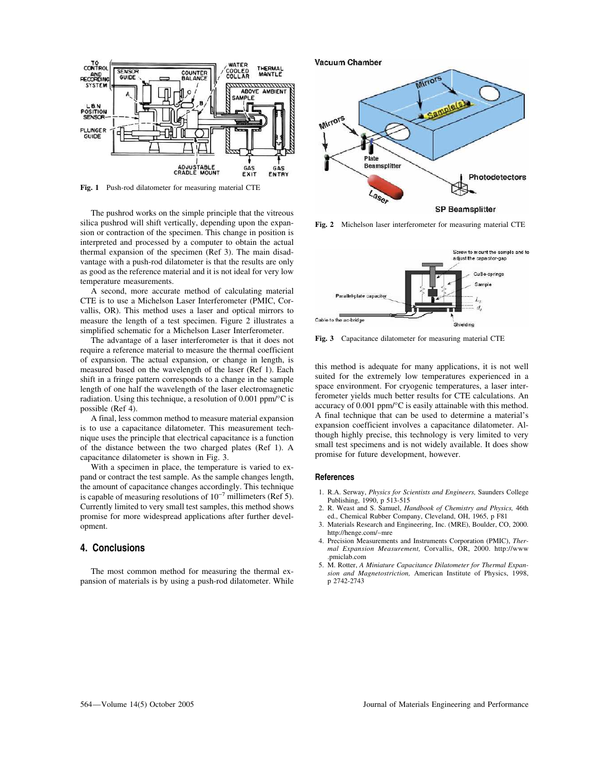Fig. 1 Push-rod dilatometer for measuring material CTE

The pushrod works on the simple principle that the vitreous silica pushrod will shift vertically, depending upon the expansion or contraction of the specimen. This change in position is interpreted and processed by a computer to obtain the actual thermal expansion of the specimen (Ref 3). The main disadvantage with a push-rod dilatometer is that the results are only as good as the reference material and it is not ideal for very low temperature measurements.

A second, more accurate method of calculating material CTE is to use a Michelson Laser Interferometer (PMIC, Corvallis, OR). This method uses a laser and optical mirrors to measure the length of a test specimen. Figure 2 illustrates a simplified schematic for a Michelson Laser Interferometer.

The advantage of a laser interferometer is that it does not require a reference material to measure the thermal coefficient of expansion. The actual expansion, or change in length, is measured based on the wavelength of the laser (Ref 1). Each shift in a fringe pattern corresponds to a change in the sample length of one half the wavelength of the laser electromagnetic radiation. Using this technique, a resolution of 0.001 ppm/°C is possible (Ref 4).

A final, less common method to measure material expansion is to use a capacitance dilatometer. This measurement technique uses the principle that electrical capacitance is a function of the distance between the two charged plates (Ref 1). A capacitance dilatometer is shown in Fig. 3.

With a specimen in place, the temperature is varied to expand or contract the test sample. As the sample changes length, the amount of capacitance changes accordingly. This technique is capable of measuring resolutions of $10^{-7}$ millimeters (Ref 5). Currently limited to very small test samples, this method shows promise for more widespread applications after further development.

## 4. Conclusions

The most common method for measuring the thermal expansion of materials is by using a push-rod dilatometer. While this method is adequate for many applications, it is not well suited for the extremely low temperatures experienced in a space environment. For cryogenic temperatures, a laser interferometer yields much better results for CTE calculations. An accuracy of 0.001 ppm/°C is easily attainable with this method. A final technique that can be used to determine a material's expansion coefficient involves a capacitance dilatometer. Although highly precise, this technology is very limited to very small test specimens and is not widely available. It does show promise for future development, however.

Fig. 2 Michelson laser interferometer for measuring material CTE

Fig. 3 Capacitance dilatometer for measuring material CTE

## References

1. R.A. Serway, *Physics for Scientists and Engineers,* Saunders College Publishing, 1990, p 513-515
2. R. Weast and S. Samuel, *Handbook of Chemistry and Physics,* 46th ed., Chemical Rubber Company, Cleveland, OH, 1965, p F81
3. Materials Research and Engineering, Inc. (MRE), Boulder, CO, 2000. http://henge.com/~mre
4. Precision Measurements and Instruments Corporation (PMIC), *Thermal Expansion Measurement,* Corvallis, OR, 2000. http://www.pmiclab.com
5. M. Rotter, *A Miniature Capacitance Dilatometer for Thermal Expansion and Magnetostriction,* American Institute of Physics, 1998, p 2742-2743